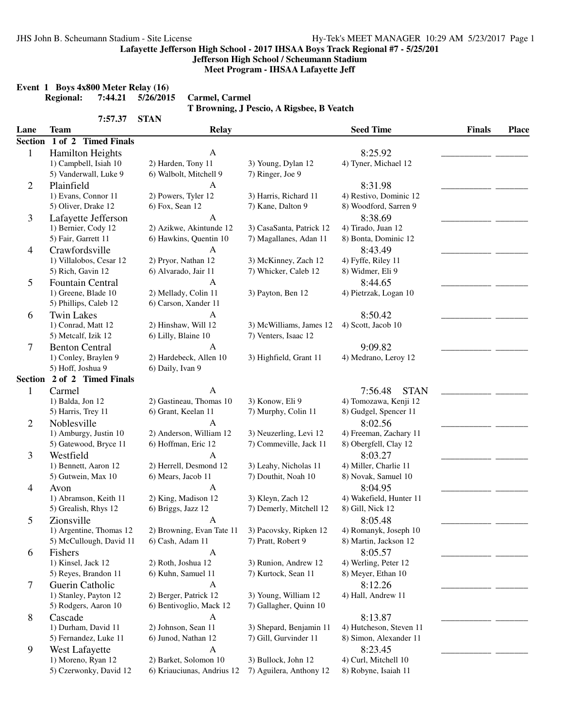**Lafayette Jefferson High School - 2017 IHSAA Boys Track Regional #7 - 5/25/201**

**Jefferson High School / Scheumann Stadium**

**Meet Program - IHSAA Lafayette Jeff**

**Event 1 Boys 4x800 Meter Relay (16)**

**Regional:** 7:44.21 5/26/2015 **Carmel, Carmel**

T Browning, J Pescio, A Rigsbee, B Veatch

7:57.37 STAN

| Lane | Team | Relay | | Seed Time | Finals | Place |
|---|---|---|---|---|---|---|
| **Section 1 of 2 Timed Finals** | | | | | | |
| 1 | Hamilton Heights | A | | 8:25.92 | ___________ | _______ |
| | 1) Campbell, Isiah 10 | 2) Harden, Tony 11 | 3) Young, Dylan 12 | 4) Tyner, Michael 12 | | |
| | 5) Vanderwall, Luke 9 | 6) Walbolt, Mitchell 9 | 7) Ringer, Joe 9 | | | |
| 2 | Plainfield | A | | 8:31.98 | ___________ | _______ |
| | 1) Evans, Connor 11 | 2) Powers, Tyler 12 | 3) Harris, Richard 11 | 4) Restivo, Dominic 12 | | |
| | 5) Oliver, Drake 12 | 6) Fox, Sean 12 | 7) Kane, Dalton 9 | 8) Woodford, Sarren 9 | | |
| 3 | Lafayette Jefferson | A | | 8:38.69 | ___________ | _______ |
| | 1) Bernier, Cody 12 | 2) Azikwe, Akintunde 12 | 3) CasaSanta, Patrick 12 | 4) Tirado, Juan 12 | | |
| | 5) Fair, Garrett 11 | 6) Hawkins, Quentin 10 | 7) Magallanes, Adan 11 | 8) Bonta, Dominic 12 | | |
| 4 | Crawfordsville | A | | 8:43.49 | ___________ | _______ |
| | 1) Villalobos, Cesar 12 | 2) Pryor, Nathan 12 | 3) McKinney, Zach 12 | 4) Fyffe, Riley 11 | | |
| | 5) Rich, Gavin 12 | 6) Alvarado, Jair 11 | 7) Whicker, Caleb 12 | 8) Widmer, Eli 9 | | |
| 5 | Fountain Central | A | | 8:44.65 | ___________ | _______ |
| | 1) Greene, Blade 10 | 2) Mellady, Colin 11 | 3) Payton, Ben 12 | 4) Pietrzak, Logan 10 | | |
| | 5) Phillips, Caleb 12 | 6) Carson, Xander 11 | | | | |
| 6 | Twin Lakes | A | | 8:50.42 | ___________ | _______ |
| | 1) Conrad, Matt 12 | 2) Hinshaw, Will 12 | 3) McWilliams, James 12 | 4) Scott, Jacob 10 | | |
| | 5) Metcalf, Izik 12 | 6) Lilly, Blaine 10 | 7) Venters, Isaac 12 | | | |
| 7 | Benton Central | A | | 9:09.82 | ___________ | _______ |
| | 1) Conley, Braylen 9 | 2) Hardebeck, Allen 10 | 3) Highfield, Grant 11 | 4) Medrano, Leroy 12 | | |
| | 5) Hoff, Joshua 9 | 6) Daily, Ivan 9 | | | | |
| **Section 2 of 2 Timed Finals** | | | | | | |
| 1 | Carmel | A | | 7:56.48 STAN | ___________ | _______ |
| | 1) Balda, Jon 12 | 2) Gastineau, Thomas 10 | 3) Konow, Eli 9 | 4) Tomozawa, Kenji 12 | | |
| | 5) Harris, Trey 11 | 6) Grant, Keelan 11 | 7) Murphy, Colin 11 | 8) Gudgel, Spencer 11 | | |
| 2 | Noblesville | A | | 8:02.56 | ___________ | _______ |
| | 1) Amburgy, Justin 10 | 2) Anderson, William 12 | 3) Neuzerling, Levi 12 | 4) Freeman, Zachary 11 | | |
| | 5) Gatewood, Bryce 11 | 6) Hoffman, Eric 12 | 7) Commeville, Jack 11 | 8) Obergfell, Clay 12 | | |
| 3 | Westfield | A | | 8:03.27 | ___________ | _______ |
| | 1) Bennett, Aaron 12 | 2) Herrell, Desmond 12 | 3) Leahy, Nicholas 11 | 4) Miller, Charlie 11 | | |
| | 5) Gutwein, Max 10 | 6) Mears, Jacob 11 | 7) Douthit, Noah 10 | 8) Novak, Samuel 10 | | |
| 4 | Avon | A | | 8:04.95 | ___________ | _______ |
| | 1) Abramson, Keith 11 | 2) King, Madison 12 | 3) Kleyn, Zach 12 | 4) Wakefield, Hunter 11 | | |
| | 5) Grealish, Rhys 12 | 6) Briggs, Jazz 12 | 7) Demerly, Mitchell 12 | 8) Gill, Nick 12 | | |
| 5 | Zionsville | A | | 8:05.48 | ___________ | _______ |
| | 1) Argentine, Thomas 12 | 2) Browning, Evan Tate 11 | 3) Pacovsky, Ripken 12 | 4) Romanyk, Joseph 10 | | |
| | 5) McCullough, David 11 | 6) Cash, Adam 11 | 7) Pratt, Robert 9 | 8) Martin, Jackson 12 | | |
| 6 | Fishers | A | | 8:05.57 | ___________ | _______ |
| | 1) Kinsel, Jack 12 | 2) Roth, Joshua 12 | 3) Runion, Andrew 12 | 4) Werling, Peter 12 | | |
| | 5) Reyes, Brandon 11 | 6) Kuhn, Samuel 11 | 7) Kurtock, Sean 11 | 8) Meyer, Ethan 10 | | |
| 7 | Guerin Catholic | A | | 8:12.26 | ___________ | _______ |
| | 1) Stanley, Payton 12 | 2) Berger, Patrick 12 | 3) Young, William 12 | 4) Hall, Andrew 11 | | |
| | 5) Rodgers, Aaron 10 | 6) Bentivoglio, Mack 12 | 7) Gallagher, Quinn 10 | | | |
| 8 | Cascade | A | | 8:13.87 | ___________ | _______ |
| | 1) Durham, David 11 | 2) Johnson, Sean 11 | 3) Shepard, Benjamin 11 | 4) Hutcheson, Steven 11 | | |
| | 5) Fernandez, Luke 11 | 6) Junod, Nathan 12 | 7) Gill, Gurvinder 11 | 8) Simon, Alexander 11 | | |
| 9 | West Lafayette | A | | 8:23.45 | ___________ | _______ |
| | 1) Moreno, Ryan 12 | 2) Barket, Solomon 10 | 3) Bullock, John 12 | 4) Curl, Mitchell 10 | | |
| | 5) Czerwonky, David 12 | 6) Kriauciunas, Andrius 12 | 7) Aguilera, Anthony 12 | 8) Robyne, Isaiah 11 | | |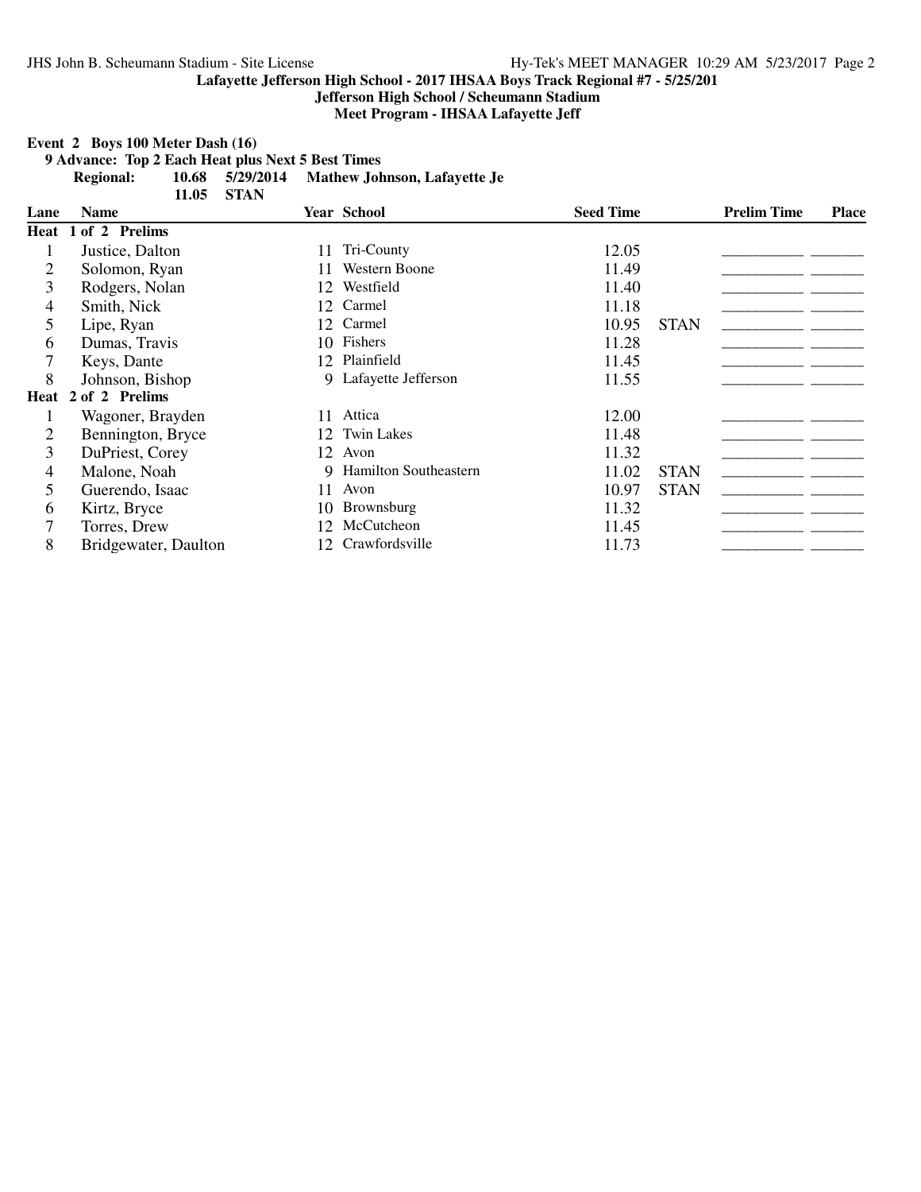**Lafayette Jefferson High School - 2017 IHSAA Boys Track Regional #7 - 5/25/201**

**Jefferson High School / Scheumann Stadium**

**Meet Program - IHSAA Lafayette Jeff**

### Event 2 Boys 100 Meter Dash (16)

**9 Advance: Top 2 Each Heat plus Next 5 Best Times**

| | | | |
|---|---|---|---|
| **Regional:** | **10.68** | **5/29/2014** | **Mathew Johnson, Lafayette Je** |
| | **11.05** | **STAN** | |

| Lane | Name | Year | School | Seed Time | | Prelim Time | Place |
|---|---|---|---|---|---|---|---|
| **Heat 1 of 2 Prelims** | | | | | | | |
| 1 | Justice, Dalton | 11 | Tri-County | 12.05 | | __________ | ______ |
| 2 | Solomon, Ryan | 11 | Western Boone | 11.49 | | __________ | ______ |
| 3 | Rodgers, Nolan | 12 | Westfield | 11.40 | | __________ | ______ |
| 4 | Smith, Nick | 12 | Carmel | 11.18 | | __________ | ______ |
| 5 | Lipe, Ryan | 12 | Carmel | 10.95 | STAN | __________ | ______ |
| 6 | Dumas, Travis | 10 | Fishers | 11.28 | | __________ | ______ |
| 7 | Keys, Dante | 12 | Plainfield | 11.45 | | __________ | ______ |
| 8 | Johnson, Bishop | 9 | Lafayette Jefferson | 11.55 | | __________ | ______ |
| **Heat 2 of 2 Prelims** | | | | | | | |
| 1 | Wagoner, Brayden | 11 | Attica | 12.00 | | __________ | ______ |
| 2 | Bennington, Bryce | 12 | Twin Lakes | 11.48 | | __________ | ______ |
| 3 | DuPriest, Corey | 12 | Avon | 11.32 | | __________ | ______ |
| 4 | Malone, Noah | 9 | Hamilton Southeastern | 11.02 | STAN | __________ | ______ |
| 5 | Guerendo, Isaac | 11 | Avon | 10.97 | STAN | __________ | ______ |
| 6 | Kirtz, Bryce | 10 | Brownsburg | 11.32 | | __________ | ______ |
| 7 | Torres, Drew | 12 | McCutcheon | 11.45 | | __________ | ______ |
| 8 | Bridgewater, Daulton | 12 | Crawfordsville | 11.73 | | __________ | ______ |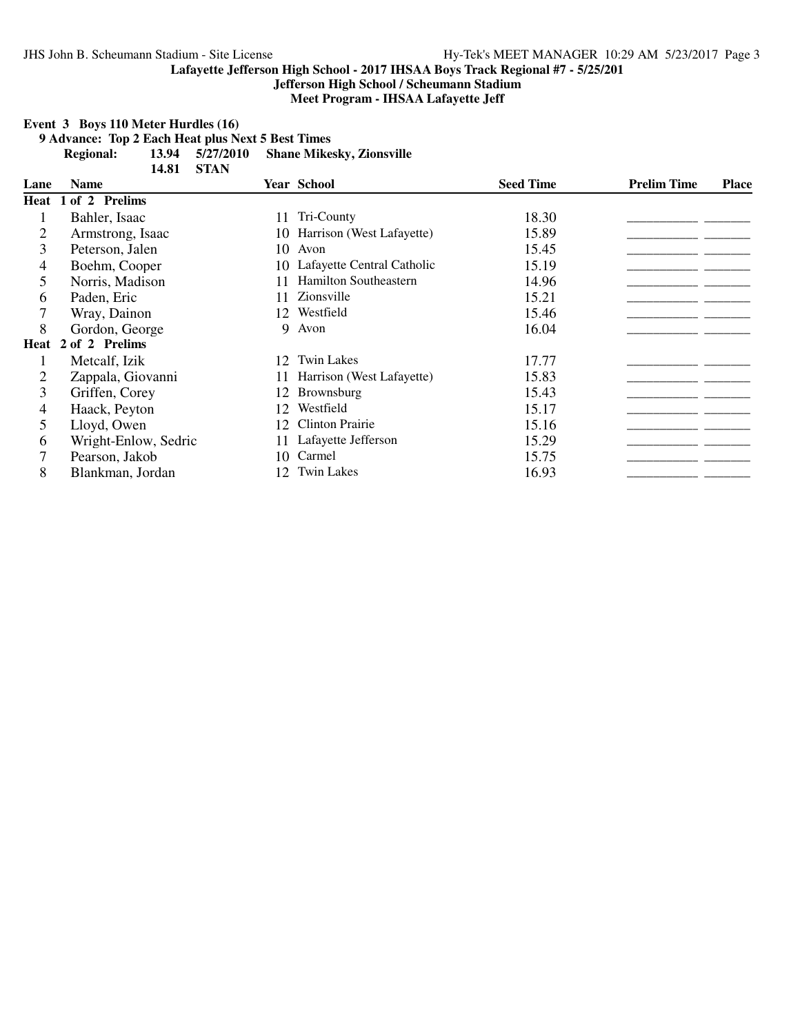**Lafayette Jefferson High School - 2017 IHSAA Boys Track Regional #7 - 5/25/201**

**Jefferson High School / Scheumann Stadium**

**Meet Program - IHSAA Lafayette Jeff**

**Event 3 Boys 110 Meter Hurdles (16)**

**9 Advance: Top 2 Each Heat plus Next 5 Best Times**

**Regional: 13.94 5/27/2010 Shane Mikesky, Zionsville**

**14.81 STAN**

| Lane | Name | Year | School | Seed Time | Prelim Time | Place |
|---|---|---|---|---|---|---|
| **Heat 1 of 2 Prelims** | | | | | | |
| 1 | Bahler, Isaac | 11 | Tri-County | 18.30 | __________ | _______ |
| 2 | Armstrong, Isaac | 10 | Harrison (West Lafayette) | 15.89 | __________ | _______ |
| 3 | Peterson, Jalen | 10 | Avon | 15.45 | __________ | _______ |
| 4 | Boehm, Cooper | 10 | Lafayette Central Catholic | 15.19 | __________ | _______ |
| 5 | Norris, Madison | 11 | Hamilton Southeastern | 14.96 | __________ | _______ |
| 6 | Paden, Eric | 11 | Zionsville | 15.21 | __________ | _______ |
| 7 | Wray, Dainon | 12 | Westfield | 15.46 | __________ | _______ |
| 8 | Gordon, George | 9 | Avon | 16.04 | __________ | _______ |
| **Heat 2 of 2 Prelims** | | | | | | |
| 1 | Metcalf, Izik | 12 | Twin Lakes | 17.77 | __________ | _______ |
| 2 | Zappala, Giovanni | 11 | Harrison (West Lafayette) | 15.83 | __________ | _______ |
| 3 | Griffen, Corey | 12 | Brownsburg | 15.43 | __________ | _______ |
| 4 | Haack, Peyton | 12 | Westfield | 15.17 | __________ | _______ |
| 5 | Lloyd, Owen | 12 | Clinton Prairie | 15.16 | __________ | _______ |
| 6 | Wright-Enlow, Sedric | 11 | Lafayette Jefferson | 15.29 | __________ | _______ |
| 7 | Pearson, Jakob | 10 | Carmel | 15.75 | __________ | _______ |
| 8 | Blankman, Jordan | 12 | Twin Lakes | 16.93 | __________ | _______ |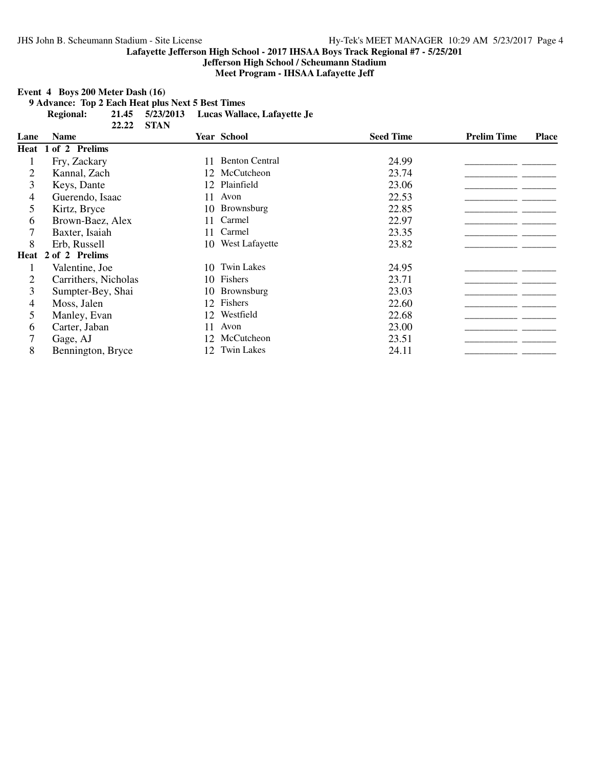**Lafayette Jefferson High School - 2017 IHSAA Boys Track Regional #7 - 5/25/201**

**Jefferson High School / Scheumann Stadium**

**Meet Program - IHSAA Lafayette Jeff**

**Event 4 Boys 200 Meter Dash (16)**

**9 Advance: Top 2 Each Heat plus Next 5 Best Times**

**Regional: 21.45 5/23/2013 Lucas Wallace, Lafayette Je**

**22.22 STAN**

| Lane | Name | Year | School | Seed Time | Prelim Time | Place |
|---|---|---|---|---|---|---|
| **Heat 1 of 2 Prelims** | | | | | | |
| 1 | Fry, Zackary | 11 | Benton Central | 24.99 | __________ | _______ |
| 2 | Kannal, Zach | 12 | McCutcheon | 23.74 | __________ | _______ |
| 3 | Keys, Dante | 12 | Plainfield | 23.06 | __________ | _______ |
| 4 | Guerendo, Isaac | 11 | Avon | 22.53 | __________ | _______ |
| 5 | Kirtz, Bryce | 10 | Brownsburg | 22.85 | __________ | _______ |
| 6 | Brown-Baez, Alex | 11 | Carmel | 22.97 | __________ | _______ |
| 7 | Baxter, Isaiah | 11 | Carmel | 23.35 | __________ | _______ |
| 8 | Erb, Russell | 10 | West Lafayette | 23.82 | __________ | _______ |
| **Heat 2 of 2 Prelims** | | | | | | |
| 1 | Valentine, Joe | 10 | Twin Lakes | 24.95 | __________ | _______ |
| 2 | Carrithers, Nicholas | 10 | Fishers | 23.71 | __________ | _______ |
| 3 | Sumpter-Bey, Shai | 10 | Brownsburg | 23.03 | __________ | _______ |
| 4 | Moss, Jalen | 12 | Fishers | 22.60 | __________ | _______ |
| 5 | Manley, Evan | 12 | Westfield | 22.68 | __________ | _______ |
| 6 | Carter, Jaban | 11 | Avon | 23.00 | __________ | _______ |
| 7 | Gage, AJ | 12 | McCutcheon | 23.51 | __________ | _______ |
| 8 | Bennington, Bryce | 12 | Twin Lakes | 24.11 | __________ | _______ |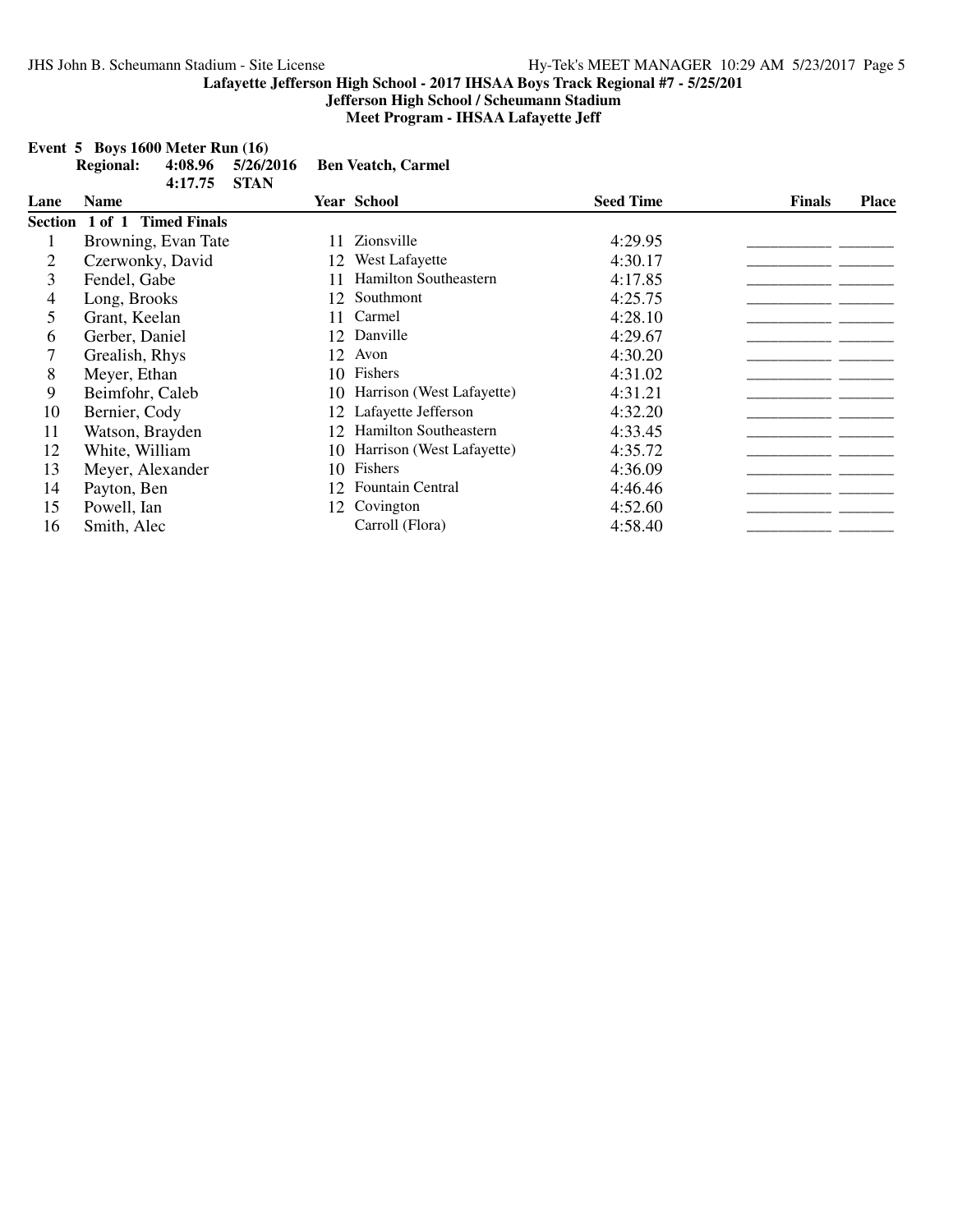**Lafayette Jefferson High School - 2017 IHSAA Boys Track Regional #7 - 5/25/201**

**Jefferson High School / Scheumann Stadium**

**Meet Program - IHSAA Lafayette Jeff**

**Event 5 Boys 1600 Meter Run (16)**

| | | | |
|---|---|---|---|
| **Regional:** | **4:08.96** | **5/26/2016** | **Ben Veatch, Carmel** |
| | **4:17.75** | **STAN** | |

| Lane | Name | Year | School | Seed Time | Finals | Place |
|---|---|---|---|---|---|---|
| **Section 1 of 1 Timed Finals** | | | | | | |
| 1 | Browning, Evan Tate | 11 | Zionsville | 4:29.95 | ________ | ______ |
| 2 | Czerwonky, David | 12 | West Lafayette | 4:30.17 | ________ | ______ |
| 3 | Fendel, Gabe | 11 | Hamilton Southeastern | 4:17.85 | ________ | ______ |
| 4 | Long, Brooks | 12 | Southmont | 4:25.75 | ________ | ______ |
| 5 | Grant, Keelan | 11 | Carmel | 4:28.10 | ________ | ______ |
| 6 | Gerber, Daniel | 12 | Danville | 4:29.67 | ________ | ______ |
| 7 | Grealish, Rhys | 12 | Avon | 4:30.20 | ________ | ______ |
| 8 | Meyer, Ethan | 10 | Fishers | 4:31.02 | ________ | ______ |
| 9 | Beimfohr, Caleb | 10 | Harrison (West Lafayette) | 4:31.21 | ________ | ______ |
| 10 | Bernier, Cody | 12 | Lafayette Jefferson | 4:32.20 | ________ | ______ |
| 11 | Watson, Brayden | 12 | Hamilton Southeastern | 4:33.45 | ________ | ______ |
| 12 | White, William | 10 | Harrison (West Lafayette) | 4:35.72 | ________ | ______ |
| 13 | Meyer, Alexander | 10 | Fishers | 4:36.09 | ________ | ______ |
| 14 | Payton, Ben | 12 | Fountain Central | 4:46.46 | ________ | ______ |
| 15 | Powell, Ian | 12 | Covington | 4:52.60 | ________ | ______ |
| 16 | Smith, Alec | | Carroll (Flora) | 4:58.40 | ________ | ______ |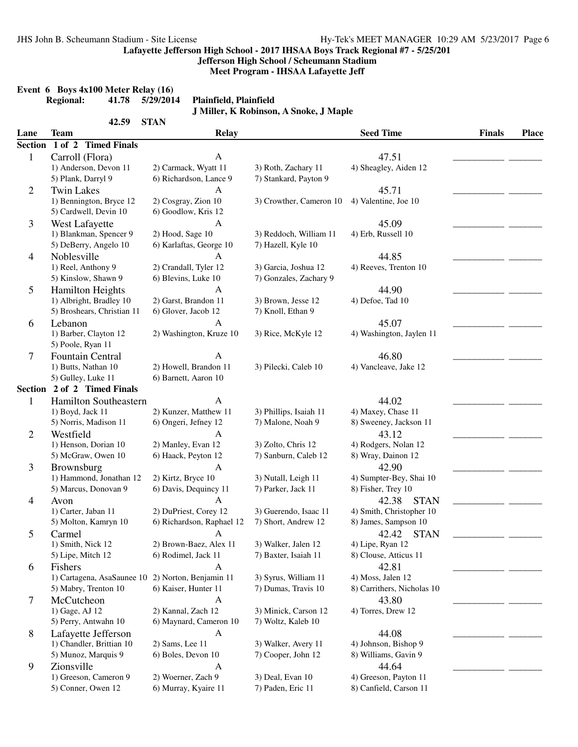## Lafayette Jefferson High School - 2017 IHSAA Boys Track Regional #7 - 5/25/201

### Jefferson High School / Scheumann Stadium

### Meet Program - IHSAA Lafayette Jeff

**Event 6 Boys 4x100 Meter Relay (16)**

**Regional: 41.78 5/29/2014 Plainfield, Plainfield**
**J Miller, K Robinson, A Snoke, J Maple**

**42.59 STAN**

| Lane | Team | Relay | Seed Time | Finals | Place |
|---|---|---|---|---|---|
| **Section 1 of 2 Timed Finals** | | | | | |
| 1 | Carroll (Flora) | A | 47.51 | ___________ | _______ |
| | 1) Anderson, Devon 11; 2) Carmack, Wyatt 11; 3) Roth, Zachary 11; 4) Sheagley, Aiden 12; 5) Plank, Darryl 9; 6) Richardson, Lance 9; 7) Stankard, Payton 9 | | | | |
| 2 | Twin Lakes | A | 45.71 | ___________ | _______ |
| | 1) Bennington, Bryce 12; 2) Cosgray, Zion 10; 3) Crowther, Cameron 10; 4) Valentine, Joe 10; 5) Cardwell, Devin 10; 6) Goodlow, Kris 12 | | | | |
| 3 | West Lafayette | A | 45.09 | ___________ | _______ |
| | 1) Blankman, Spencer 9; 2) Hood, Sage 10; 3) Reddoch, William 11; 4) Erb, Russell 10; 5) DeBerry, Angelo 10; 6) Karlaftas, George 10; 7) Hazell, Kyle 10 | | | | |
| 4 | Noblesville | A | 44.85 | ___________ | _______ |
| | 1) Reel, Anthony 9; 2) Crandall, Tyler 12; 3) Garcia, Joshua 12; 4) Reeves, Trenton 10; 5) Kinslow, Shawn 9; 6) Blevins, Luke 10; 7) Gonzales, Zachary 9 | | | | |
| 5 | Hamilton Heights | A | 44.90 | ___________ | _______ |
| | 1) Albright, Bradley 10; 2) Garst, Brandon 11; 3) Brown, Jesse 12; 4) Defoe, Tad 10; 5) Broshears, Christian 11; 6) Glover, Jacob 12; 7) Knoll, Ethan 9 | | | | |
| 6 | Lebanon | A | 45.07 | ___________ | _______ |
| | 1) Barber, Clayton 12; 2) Washington, Kruze 10; 3) Rice, McKyle 12; 4) Washington, Jaylen 11; 5) Poole, Ryan 11 | | | | |
| 7 | Fountain Central | A | 46.80 | ___________ | _______ |
| | 1) Butts, Nathan 10; 2) Howell, Brandon 11; 3) Pilecki, Caleb 10; 4) Vancleave, Jake 12; 5) Gulley, Luke 11; 6) Barnett, Aaron 10 | | | | |
| **Section 2 of 2 Timed Finals** | | | | | |
| 1 | Hamilton Southeastern | A | 44.02 | ___________ | _______ |
| | 1) Boyd, Jack 11; 2) Kunzer, Matthew 11; 3) Phillips, Isaiah 11; 4) Maxey, Chase 11; 5) Norris, Madison 11; 6) Ongeri, Jefney 12; 7) Malone, Noah 9; 8) Sweeney, Jackson 11 | | | | |
| 2 | Westfield | A | 43.12 | ___________ | _______ |
| | 1) Henson, Dorian 10; 2) Manley, Evan 12; 3) Zolto, Chris 12; 4) Rodgers, Nolan 12; 5) McGraw, Owen 10; 6) Haack, Peyton 12; 7) Sanburn, Caleb 12; 8) Wray, Dainon 12 | | | | |
| 3 | Brownsburg | A | 42.90 | ___________ | _______ |
| | 1) Hammond, Jonathan 12; 2) Kirtz, Bryce 10; 3) Nutall, Leigh 11; 4) Sumpter-Bey, Shai 10; 5) Marcus, Donovan 9; 6) Davis, Dequincy 11; 7) Parker, Jack 11; 8) Fisher, Trey 10 | | | | |
| 4 | Avon | A | 42.38 STAN | ___________ | _______ |
| | 1) Carter, Jaban 11; 2) DuPriest, Corey 12; 3) Guerendo, Isaac 11; 4) Smith, Christopher 10; 5) Molton, Kamryn 10; 6) Richardson, Raphael 12; 7) Short, Andrew 12; 8) James, Sampson 10 | | | | |
| 5 | Carmel | A | 42.42 STAN | ___________ | _______ |
| | 1) Smith, Nick 12; 2) Brown-Baez, Alex 11; 3) Walker, Jalen 12; 4) Lipe, Ryan 12; 5) Lipe, Mitch 12; 6) Rodimel, Jack 11; 7) Baxter, Isaiah 11; 8) Clouse, Atticus 11 | | | | |
| 6 | Fishers | A | 42.81 | ___________ | _______ |
| | 1) Cartagena, AsaSaunee 10; 2) Norton, Benjamin 11; 3) Syrus, William 11; 4) Moss, Jalen 12; 5) Mabry, Trenton 10; 6) Kaiser, Hunter 11; 7) Dumas, Travis 10; 8) Carrithers, Nicholas 10 | | | | |
| 7 | McCutcheon | A | 43.80 | ___________ | _______ |
| | 1) Gage, AJ 12; 2) Kannal, Zach 12; 3) Minick, Carson 12; 4) Torres, Drew 12; 5) Perry, Antwahn 10; 6) Maynard, Cameron 10; 7) Woltz, Kaleb 10 | | | | |
| 8 | Lafayette Jefferson | A | 44.08 | ___________ | _______ |
| | 1) Chandler, Brittian 10; 2) Sams, Lee 11; 3) Walker, Avery 11; 4) Johnson, Bishop 9; 5) Munoz, Marquis 9; 6) Boles, Devon 10; 7) Cooper, John 12; 8) Williams, Gavin 9 | | | | |
| 9 | Zionsville | A | 44.64 | ___________ | _______ |
| | 1) Greeson, Cameron 9; 2) Woerner, Zach 9; 3) Deal, Evan 10; 4) Greeson, Payton 11; 5) Conner, Owen 12; 6) Murray, Kyaire 11; 7) Paden, Eric 11; 8) Canfield, Carson 11 | | | | |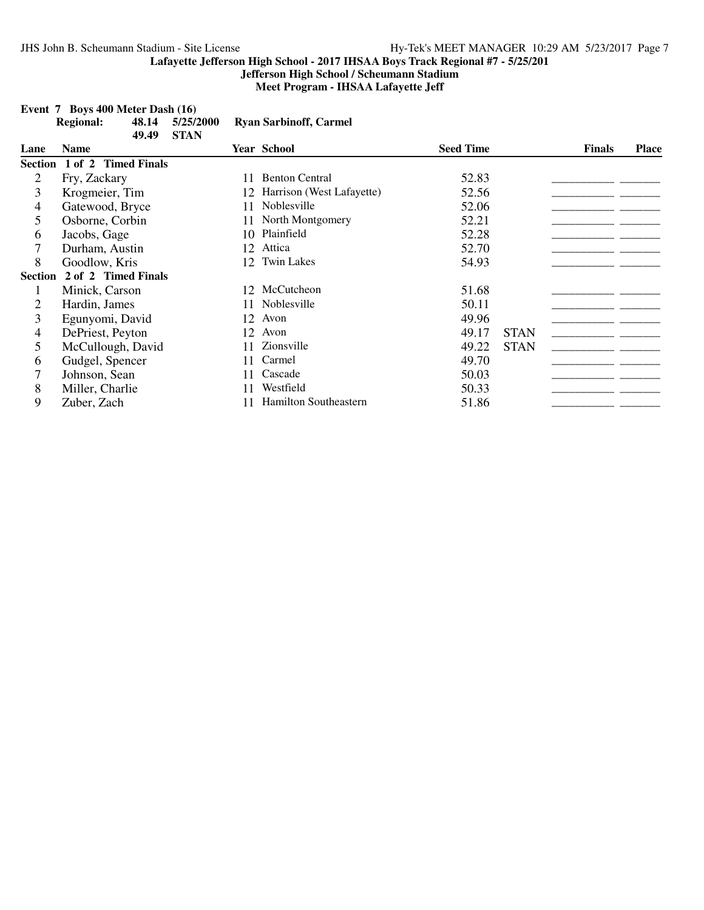**Lafayette Jefferson High School - 2017 IHSAA Boys Track Regional #7 - 5/25/201**

**Jefferson High School / Scheumann Stadium**

**Meet Program - IHSAA Lafayette Jeff**

**Event 7 Boys 400 Meter Dash (16)**

**Regional: 48.14 5/25/2000 Ryan Sarbinoff, Carmel**

**49.49 STAN**

| Lane | Name | Year | School | Seed Time | | Finals | Place |
|---|---|---|---|---|---|---|---|
| **Section 1 of 2 Timed Finals** | | | | | | | |
| 2 | Fry, Zackary | 11 | Benton Central | 52.83 | | ___________ | _______ |
| 3 | Krogmeier, Tim | 12 | Harrison (West Lafayette) | 52.56 | | ___________ | _______ |
| 4 | Gatewood, Bryce | 11 | Noblesville | 52.06 | | ___________ | _______ |
| 5 | Osborne, Corbin | 11 | North Montgomery | 52.21 | | ___________ | _______ |
| 6 | Jacobs, Gage | 10 | Plainfield | 52.28 | | ___________ | _______ |
| 7 | Durham, Austin | 12 | Attica | 52.70 | | ___________ | _______ |
| 8 | Goodlow, Kris | 12 | Twin Lakes | 54.93 | | ___________ | _______ |
| **Section 2 of 2 Timed Finals** | | | | | | | |
| 1 | Minick, Carson | 12 | McCutcheon | 51.68 | | ___________ | _______ |
| 2 | Hardin, James | 11 | Noblesville | 50.11 | | ___________ | _______ |
| 3 | Egunyomi, David | 12 | Avon | 49.96 | | ___________ | _______ |
| 4 | DePriest, Peyton | 12 | Avon | 49.17 | STAN | ___________ | _______ |
| 5 | McCullough, David | 11 | Zionsville | 49.22 | STAN | ___________ | _______ |
| 6 | Gudgel, Spencer | 11 | Carmel | 49.70 | | ___________ | _______ |
| 7 | Johnson, Sean | 11 | Cascade | 50.03 | | ___________ | _______ |
| 8 | Miller, Charlie | 11 | Westfield | 50.33 | | ___________ | _______ |
| 9 | Zuber, Zach | 11 | Hamilton Southeastern | 51.86 | | ___________ | _______ |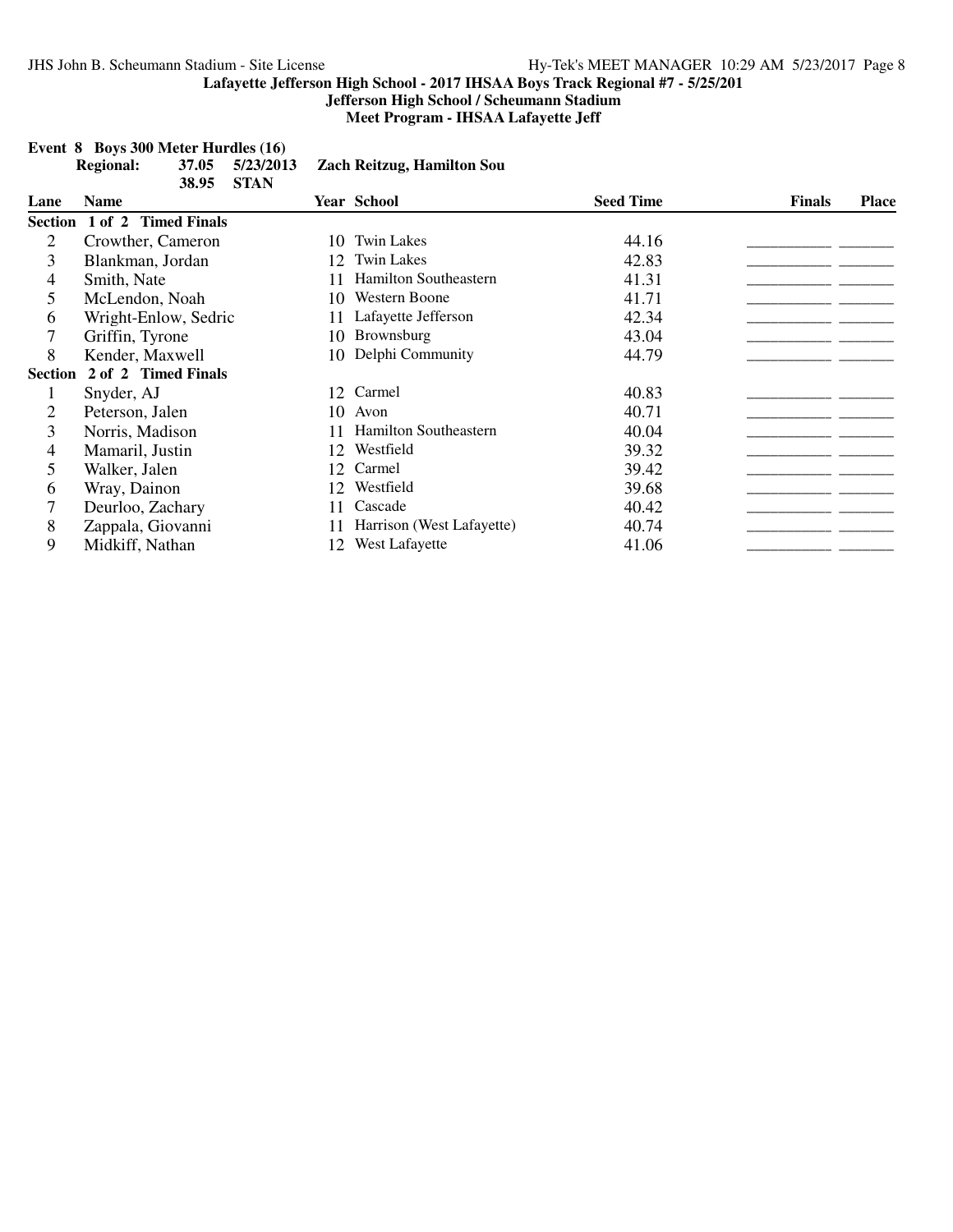**Lafayette Jefferson High School - 2017 IHSAA Boys Track Regional #7 - 5/25/201**

**Jefferson High School / Scheumann Stadium**

**Meet Program - IHSAA Lafayette Jeff**

**Event 8 Boys 300 Meter Hurdles (16)**

**Regional:** **37.05** **5/23/2013** **Zach Reitzug, Hamilton Sou**

**38.95** **STAN**

| Lane | Name | Year | School | Seed Time | Finals | Place |
|---|---|---|---|---|---|---|
| **Section 1 of 2 Timed Finals** | | | | | | |
| 2 | Crowther, Cameron | 10 | Twin Lakes | 44.16 | __________ | _______ |
| 3 | Blankman, Jordan | 12 | Twin Lakes | 42.83 | __________ | _______ |
| 4 | Smith, Nate | 11 | Hamilton Southeastern | 41.31 | __________ | _______ |
| 5 | McLendon, Noah | 10 | Western Boone | 41.71 | __________ | _______ |
| 6 | Wright-Enlow, Sedric | 11 | Lafayette Jefferson | 42.34 | __________ | _______ |
| 7 | Griffin, Tyrone | 10 | Brownsburg | 43.04 | __________ | _______ |
| 8 | Kender, Maxwell | 10 | Delphi Community | 44.79 | __________ | _______ |
| **Section 2 of 2 Timed Finals** | | | | | | |
| 1 | Snyder, AJ | 12 | Carmel | 40.83 | __________ | _______ |
| 2 | Peterson, Jalen | 10 | Avon | 40.71 | __________ | _______ |
| 3 | Norris, Madison | 11 | Hamilton Southeastern | 40.04 | __________ | _______ |
| 4 | Mamaril, Justin | 12 | Westfield | 39.32 | __________ | _______ |
| 5 | Walker, Jalen | 12 | Carmel | 39.42 | __________ | _______ |
| 6 | Wray, Dainon | 12 | Westfield | 39.68 | __________ | _______ |
| 7 | Deurloo, Zachary | 11 | Cascade | 40.42 | __________ | _______ |
| 8 | Zappala, Giovanni | 11 | Harrison (West Lafayette) | 40.74 | __________ | _______ |
| 9 | Midkiff, Nathan | 12 | West Lafayette | 41.06 | __________ | _______ |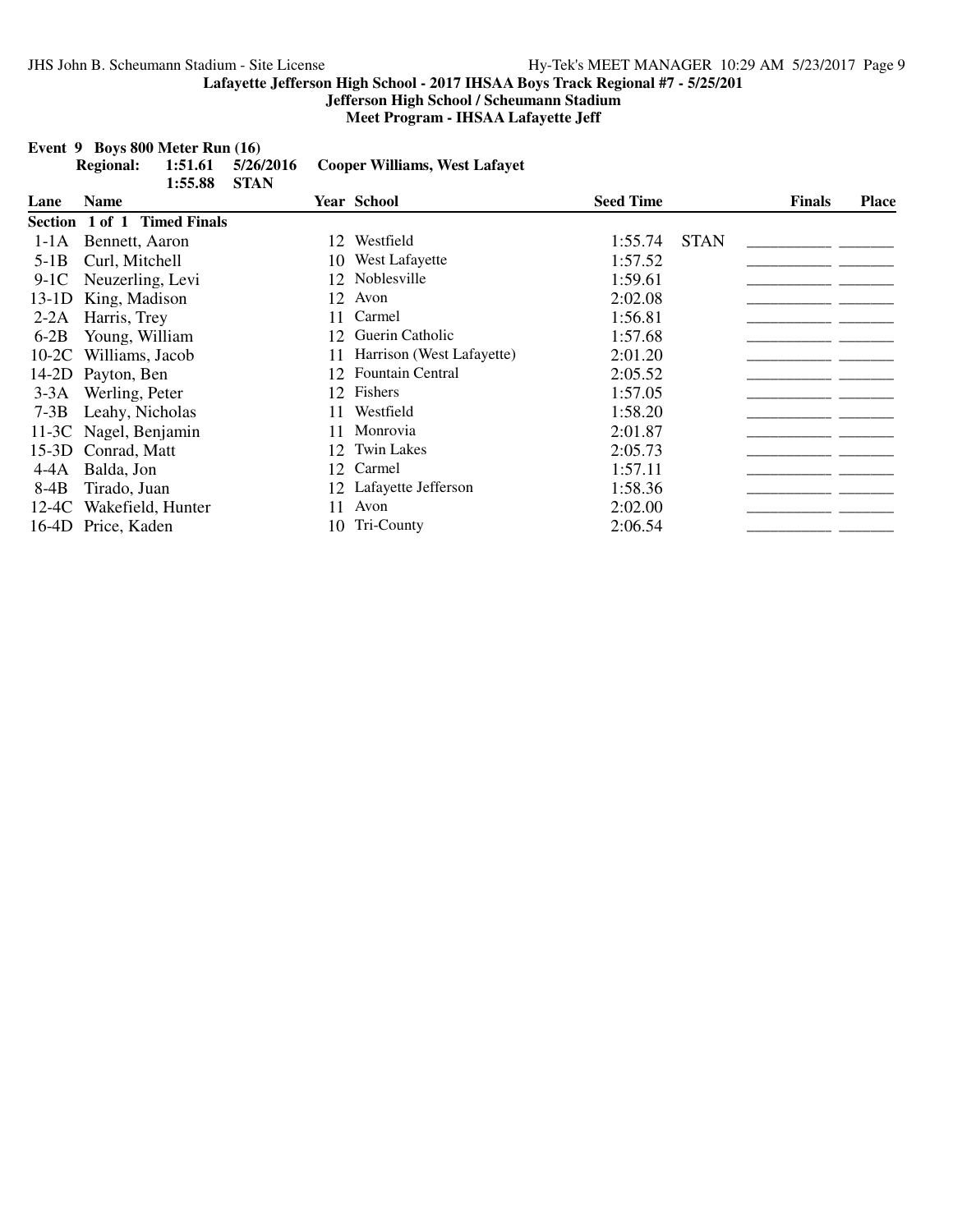**Lafayette Jefferson High School - 2017 IHSAA Boys Track Regional #7 - 5/25/201**

**Jefferson High School / Scheumann Stadium**

**Meet Program - IHSAA Lafayette Jeff**

## Event 9 Boys 800 Meter Run (16)

**Regional:** **1:51.61** **5/26/2016** **Cooper Williams, West Lafayet**

**1:55.88** **STAN**

| Lane | Name | Year | School | Seed Time | | Finals | Place |
|---|---|---|---|---|---|---|---|
| **Section 1 of 1 Timed Finals** | | | | | | | |
| 1-1A | Bennett, Aaron | 12 | Westfield | 1:55.74 | STAN | _________ | ______ |
| 5-1B | Curl, Mitchell | 10 | West Lafayette | 1:57.52 | | _________ | ______ |
| 9-1C | Neuzerling, Levi | 12 | Noblesville | 1:59.61 | | _________ | ______ |
| 13-1D | King, Madison | 12 | Avon | 2:02.08 | | _________ | ______ |
| 2-2A | Harris, Trey | 11 | Carmel | 1:56.81 | | _________ | ______ |
| 6-2B | Young, William | 12 | Guerin Catholic | 1:57.68 | | _________ | ______ |
| 10-2C | Williams, Jacob | 11 | Harrison (West Lafayette) | 2:01.20 | | _________ | ______ |
| 14-2D | Payton, Ben | 12 | Fountain Central | 2:05.52 | | _________ | ______ |
| 3-3A | Werling, Peter | 12 | Fishers | 1:57.05 | | _________ | ______ |
| 7-3B | Leahy, Nicholas | 11 | Westfield | 1:58.20 | | _________ | ______ |
| 11-3C | Nagel, Benjamin | 11 | Monrovia | 2:01.87 | | _________ | ______ |
| 15-3D | Conrad, Matt | 12 | Twin Lakes | 2:05.73 | | _________ | ______ |
| 4-4A | Balda, Jon | 12 | Carmel | 1:57.11 | | _________ | ______ |
| 8-4B | Tirado, Juan | 12 | Lafayette Jefferson | 1:58.36 | | _________ | ______ |
| 12-4C | Wakefield, Hunter | 11 | Avon | 2:02.00 | | _________ | ______ |
| 16-4D | Price, Kaden | 10 | Tri-County | 2:06.54 | | _________ | ______ |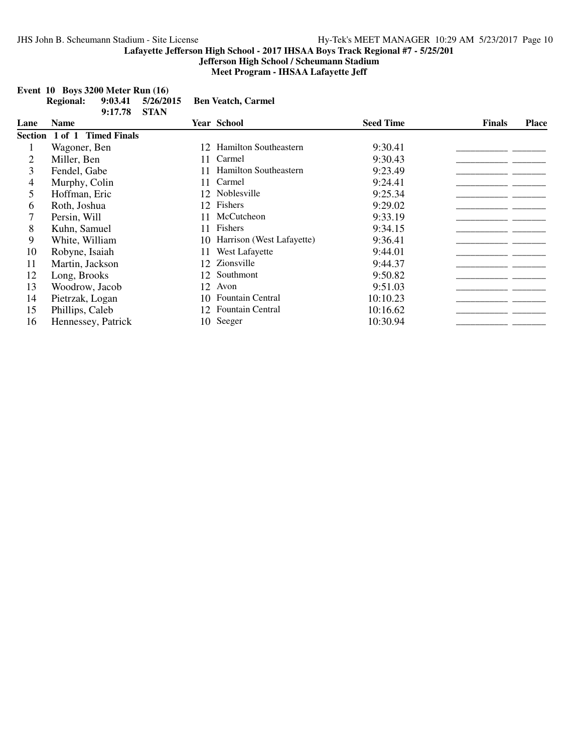**Lafayette Jefferson High School - 2017 IHSAA Boys Track Regional #7 - 5/25/201**
**Jefferson High School / Scheumann Stadium**
**Meet Program - IHSAA Lafayette Jeff**

**Event 10 Boys 3200 Meter Run (16)**

| | | | |
|---|---|---|---|
| **Regional:** | **9:03.41** | **5/26/2015** | **Ben Veatch, Carmel** |
| | **9:17.78** | **STAN** | |

| Lane | Name | Year | School | Seed Time | Finals | Place |
|---|---|---|---|---|---|---|
| **Section 1 of 1 Timed Finals** | | | | | | |
| 1 | Wagoner, Ben | 12 | Hamilton Southeastern | 9:30.41 | __________ | ______ |
| 2 | Miller, Ben | 11 | Carmel | 9:30.43 | __________ | ______ |
| 3 | Fendel, Gabe | 11 | Hamilton Southeastern | 9:23.49 | __________ | ______ |
| 4 | Murphy, Colin | 11 | Carmel | 9:24.41 | __________ | ______ |
| 5 | Hoffman, Eric | 12 | Noblesville | 9:25.34 | __________ | ______ |
| 6 | Roth, Joshua | 12 | Fishers | 9:29.02 | __________ | ______ |
| 7 | Persin, Will | 11 | McCutcheon | 9:33.19 | __________ | ______ |
| 8 | Kuhn, Samuel | 11 | Fishers | 9:34.15 | __________ | ______ |
| 9 | White, William | 10 | Harrison (West Lafayette) | 9:36.41 | __________ | ______ |
| 10 | Robyne, Isaiah | 11 | West Lafayette | 9:44.01 | __________ | ______ |
| 11 | Martin, Jackson | 12 | Zionsville | 9:44.37 | __________ | ______ |
| 12 | Long, Brooks | 12 | Southmont | 9:50.82 | __________ | ______ |
| 13 | Woodrow, Jacob | 12 | Avon | 9:51.03 | __________ | ______ |
| 14 | Pietrzak, Logan | 10 | Fountain Central | 10:10.23 | __________ | ______ |
| 15 | Phillips, Caleb | 12 | Fountain Central | 10:16.62 | __________ | ______ |
| 16 | Hennessey, Patrick | 10 | Seeger | 10:30.94 | __________ | ______ |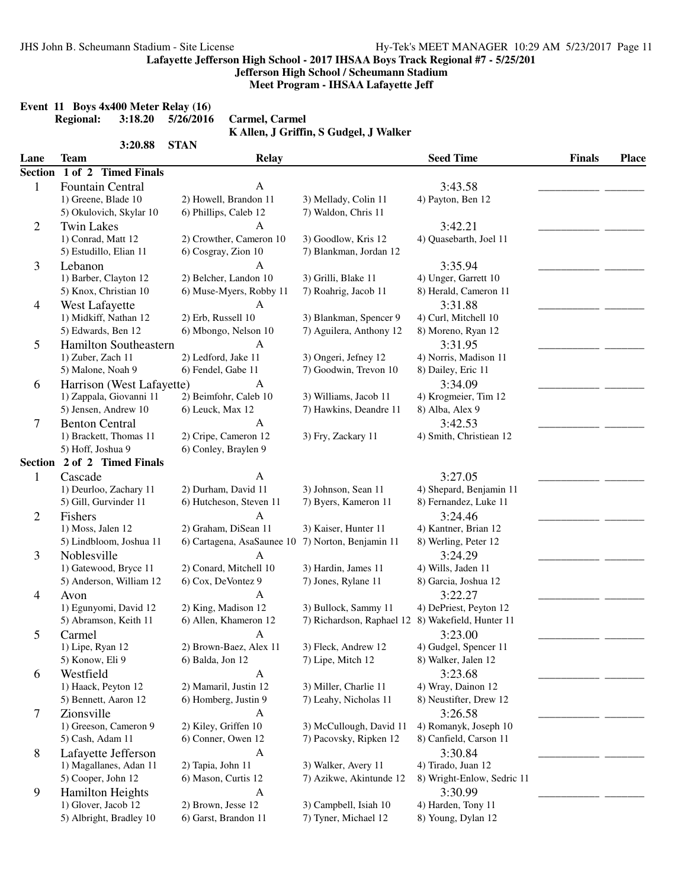Lafayette Jefferson High School - 2017 IHSAA Boys Track Regional #7 - 5/25/201
Jefferson High School / Scheumann Stadium
Meet Program - IHSAA Lafayette Jeff

**Event 11 Boys 4x400 Meter Relay (16)**

**Regional: 3:18.20 5/26/2016 Carmel, Carmel**
**K Allen, J Griffin, S Gudgel, J Walker**

**3:20.88 STAN**

| Lane | Team | Relay | Seed Time | Finals | Place |
|---|---|---|---|---|---|
| **Section 1 of 2 Timed Finals** | | | | | |
| 1 | Fountain Central | A | 3:43.58 | | |
| | 1) Greene, Blade 10; 2) Howell, Brandon 11; 3) Mellady, Colin 11; 4) Payton, Ben 12; 5) Okulovich, Skylar 10; 6) Phillips, Caleb 12; 7) Waldon, Chris 11 | | | | |
| 2 | Twin Lakes | A | 3:42.21 | | |
| | 1) Conrad, Matt 12; 2) Crowther, Cameron 10; 3) Goodlow, Kris 12; 4) Quasebarth, Joel 11; 5) Estudillo, Elian 11; 6) Cosgray, Zion 10; 7) Blankman, Jordan 12 | | | | |
| 3 | Lebanon | A | 3:35.94 | | |
| | 1) Barber, Clayton 12; 2) Belcher, Landon 10; 3) Grilli, Blake 11; 4) Unger, Garrett 10; 5) Knox, Christian 10; 6) Muse-Myers, Robby 11; 7) Roahrig, Jacob 11; 8) Herald, Cameron 11 | | | | |
| 4 | West Lafayette | A | 3:31.88 | | |
| | 1) Midkiff, Nathan 12; 2) Erb, Russell 10; 3) Blankman, Spencer 9; 4) Curl, Mitchell 10; 5) Edwards, Ben 12; 6) Mbongo, Nelson 10; 7) Aguilera, Anthony 12; 8) Moreno, Ryan 12 | | | | |
| 5 | Hamilton Southeastern | A | 3:31.95 | | |
| | 1) Zuber, Zach 11; 2) Ledford, Jake 11; 3) Ongeri, Jefney 12; 4) Norris, Madison 11; 5) Malone, Noah 9; 6) Fendel, Gabe 11; 7) Goodwin, Trevon 10; 8) Dailey, Eric 11 | | | | |
| 6 | Harrison (West Lafayette) | A | 3:34.09 | | |
| | 1) Zappala, Giovanni 11; 2) Beimfohr, Caleb 10; 3) Williams, Jacob 11; 4) Krogmeier, Tim 12; 5) Jensen, Andrew 10; 6) Leuck, Max 12; 7) Hawkins, Deandre 11; 8) Alba, Alex 9 | | | | |
| 7 | Benton Central | A | 3:42.53 | | |
| | 1) Brackett, Thomas 11; 2) Cripe, Cameron 12; 3) Fry, Zackary 11; 4) Smith, Christiean 12; 5) Hoff, Joshua 9; 6) Conley, Braylen 9 | | | | |
| **Section 2 of 2 Timed Finals** | | | | | |
| 1 | Cascade | A | 3:27.05 | | |
| | 1) Deurloo, Zachary 11; 2) Durham, David 11; 3) Johnson, Sean 11; 4) Shepard, Benjamin 11; 5) Gill, Gurvinder 11; 6) Hutcheson, Steven 11; 7) Byers, Kameron 11; 8) Fernandez, Luke 11 | | | | |
| 2 | Fishers | A | 3:24.46 | | |
| | 1) Moss, Jalen 12; 2) Graham, DiSean 11; 3) Kaiser, Hunter 11; 4) Kantner, Brian 12; 5) Lindbloom, Joshua 11; 6) Cartagena, AsaSaunee 10; 7) Norton, Benjamin 11; 8) Werling, Peter 12 | | | | |
| 3 | Noblesville | A | 3:24.29 | | |
| | 1) Gatewood, Bryce 11; 2) Conard, Mitchell 10; 3) Hardin, James 11; 4) Wills, Jaden 11; 5) Anderson, William 12; 6) Cox, DeVontez 9; 7) Jones, Rylane 11; 8) Garcia, Joshua 12 | | | | |
| 4 | Avon | A | 3:22.27 | | |
| | 1) Egunyomi, David 12; 2) King, Madison 12; 3) Bullock, Sammy 11; 4) DePriest, Peyton 12; 5) Abramson, Keith 11; 6) Allen, Khameron 12; 7) Richardson, Raphael 12; 8) Wakefield, Hunter 11 | | | | |
| 5 | Carmel | A | 3:23.00 | | |
| | 1) Lipe, Ryan 12; 2) Brown-Baez, Alex 11; 3) Fleck, Andrew 12; 4) Gudgel, Spencer 11; 5) Konow, Eli 9; 6) Balda, Jon 12; 7) Lipe, Mitch 12; 8) Walker, Jalen 12 | | | | |
| 6 | Westfield | A | 3:23.68 | | |
| | 1) Haack, Peyton 12; 2) Mamaril, Justin 12; 3) Miller, Charlie 11; 4) Wray, Dainon 12; 5) Bennett, Aaron 12; 6) Homberg, Justin 9; 7) Leahy, Nicholas 11; 8) Neustifter, Drew 12 | | | | |
| 7 | Zionsville | A | 3:26.58 | | |
| | 1) Greeson, Cameron 9; 2) Kiley, Griffen 10; 3) McCullough, David 11; 4) Romanyk, Joseph 10; 5) Cash, Adam 11; 6) Conner, Owen 12; 7) Pacovsky, Ripken 12; 8) Canfield, Carson 11 | | | | |
| 8 | Lafayette Jefferson | A | 3:30.84 | | |
| | 1) Magallanes, Adan 11; 2) Tapia, John 11; 3) Walker, Avery 11; 4) Tirado, Juan 12; 5) Cooper, John 12; 6) Mason, Curtis 12; 7) Azikwe, Akintunde 12; 8) Wright-Enlow, Sedric 11 | | | | |
| 9 | Hamilton Heights | A | 3:30.99 | | |
| | 1) Glover, Jacob 12; 2) Brown, Jesse 12; 3) Campbell, Isiah 10; 4) Harden, Tony 11; 5) Albright, Bradley 10; 6) Garst, Brandon 11; 7) Tyner, Michael 12; 8) Young, Dylan 12 | | | | |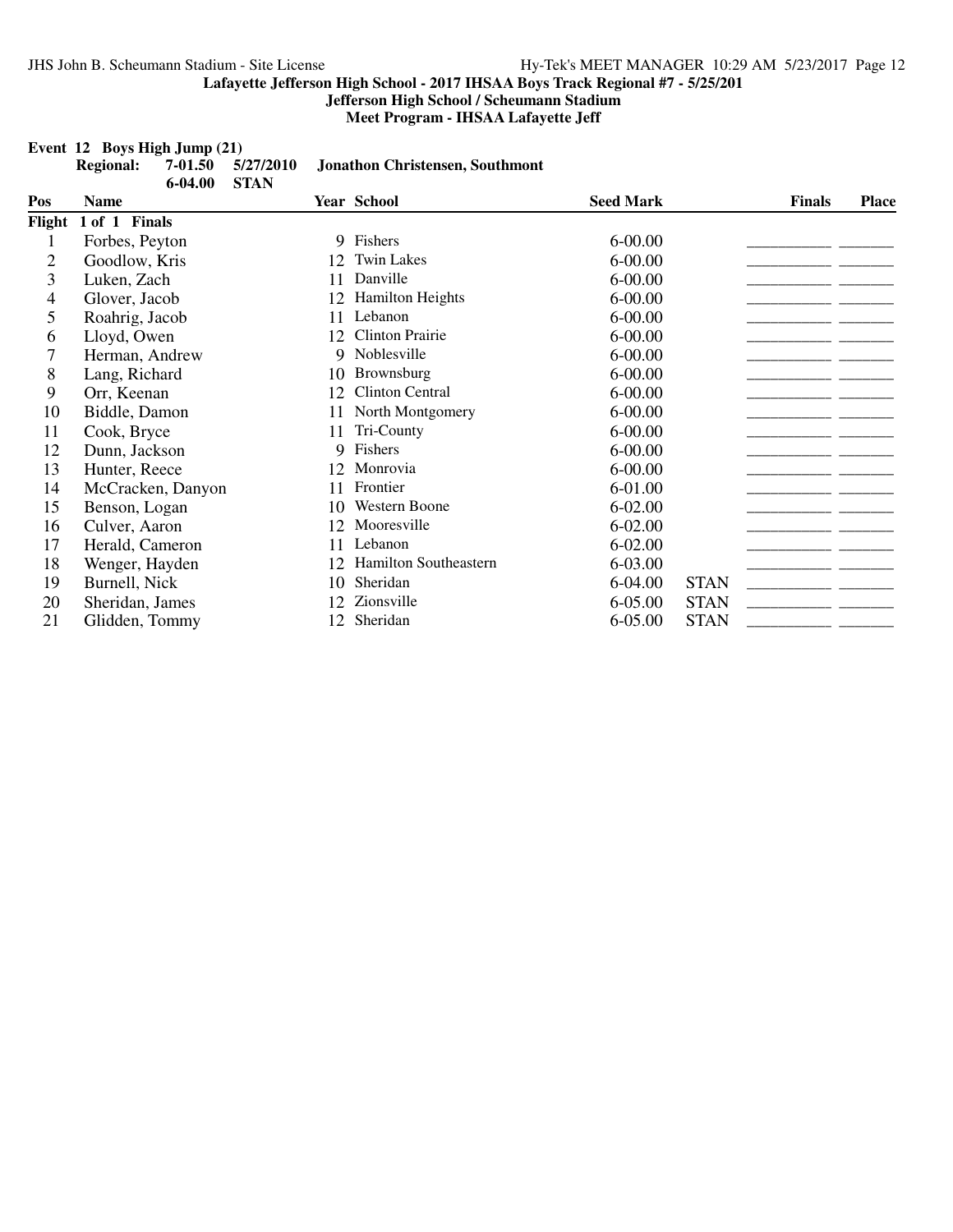**Lafayette Jefferson High School - 2017 IHSAA Boys Track Regional #7 - 5/25/201**
**Jefferson High School / Scheumann Stadium**
**Meet Program - IHSAA Lafayette Jeff**

**Event 12 Boys High Jump (21)**

| | | | |
|---|---|---|---|
| **Regional:** | **7-01.50** | **5/27/2010** | **Jonathon Christensen, Southmont** |
| | **6-04.00** | **STAN** | |

| Pos | Name | Year | School | Seed Mark | | Finals | Place |
|---|---|---|---|---|---|---|---|
| **Flight 1 of 1 Finals** | | | | | | | |
| 1 | Forbes, Peyton | 9 | Fishers | 6-00.00 | | ________ | ______ |
| 2 | Goodlow, Kris | 12 | Twin Lakes | 6-00.00 | | ________ | ______ |
| 3 | Luken, Zach | 11 | Danville | 6-00.00 | | ________ | ______ |
| 4 | Glover, Jacob | 12 | Hamilton Heights | 6-00.00 | | ________ | ______ |
| 5 | Roahrig, Jacob | 11 | Lebanon | 6-00.00 | | ________ | ______ |
| 6 | Lloyd, Owen | 12 | Clinton Prairie | 6-00.00 | | ________ | ______ |
| 7 | Herman, Andrew | 9 | Noblesville | 6-00.00 | | ________ | ______ |
| 8 | Lang, Richard | 10 | Brownsburg | 6-00.00 | | ________ | ______ |
| 9 | Orr, Keenan | 12 | Clinton Central | 6-00.00 | | ________ | ______ |
| 10 | Biddle, Damon | 11 | North Montgomery | 6-00.00 | | ________ | ______ |
| 11 | Cook, Bryce | 11 | Tri-County | 6-00.00 | | ________ | ______ |
| 12 | Dunn, Jackson | 9 | Fishers | 6-00.00 | | ________ | ______ |
| 13 | Hunter, Reece | 12 | Monrovia | 6-00.00 | | ________ | ______ |
| 14 | McCracken, Danyon | 11 | Frontier | 6-01.00 | | ________ | ______ |
| 15 | Benson, Logan | 10 | Western Boone | 6-02.00 | | ________ | ______ |
| 16 | Culver, Aaron | 12 | Mooresville | 6-02.00 | | ________ | ______ |
| 17 | Herald, Cameron | 11 | Lebanon | 6-02.00 | | ________ | ______ |
| 18 | Wenger, Hayden | 12 | Hamilton Southeastern | 6-03.00 | | ________ | ______ |
| 19 | Burnell, Nick | 10 | Sheridan | 6-04.00 | STAN | ________ | ______ |
| 20 | Sheridan, James | 12 | Zionsville | 6-05.00 | STAN | ________ | ______ |
| 21 | Glidden, Tommy | 12 | Sheridan | 6-05.00 | STAN | ________ | ______ |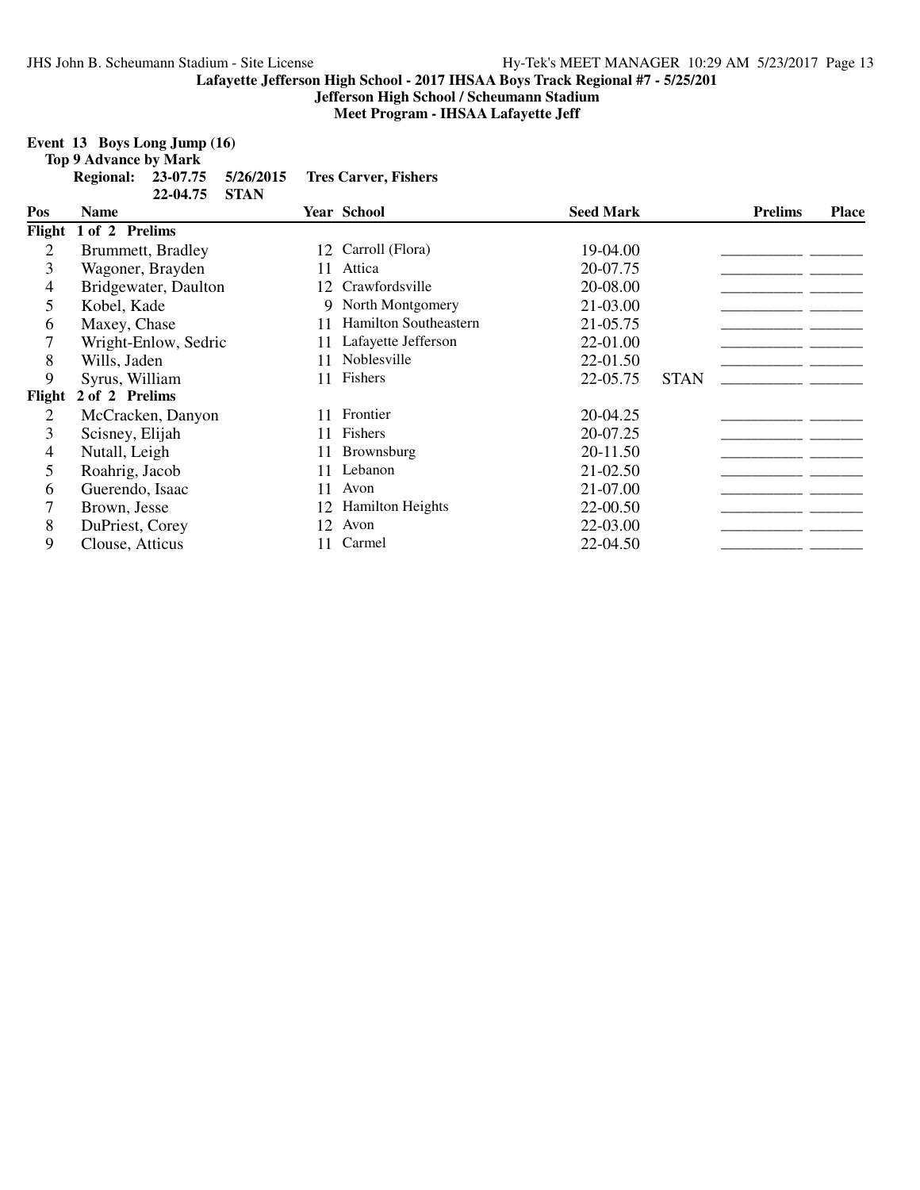**Lafayette Jefferson High School - 2017 IHSAA Boys Track Regional #7 - 5/25/201**
**Jefferson High School / Scheumann Stadium**
**Meet Program - IHSAA Lafayette Jeff**

## Event 13 Boys Long Jump (16)

**Top 9 Advance by Mark**

| | | | |
|---|---|---|---|
| **Regional:** | **23-07.75** | **5/26/2015** | **Tres Carver, Fishers** |
| | **22-04.75** | **STAN** | |

| Pos | Name | Year | School | Seed Mark | | Prelims | Place |
|---|---|---|---|---|---|---|---|
| **Flight 1 of 2 Prelims** | | | | | | | |
| 2 | Brummett, Bradley | 12 | Carroll (Flora) | 19-04.00 | | ________ | _____ |
| 3 | Wagoner, Brayden | 11 | Attica | 20-07.75 | | ________ | _____ |
| 4 | Bridgewater, Daulton | 12 | Crawfordsville | 20-08.00 | | ________ | _____ |
| 5 | Kobel, Kade | 9 | North Montgomery | 21-03.00 | | ________ | _____ |
| 6 | Maxey, Chase | 11 | Hamilton Southeastern | 21-05.75 | | ________ | _____ |
| 7 | Wright-Enlow, Sedric | 11 | Lafayette Jefferson | 22-01.00 | | ________ | _____ |
| 8 | Wills, Jaden | 11 | Noblesville | 22-01.50 | | ________ | _____ |
| 9 | Syrus, William | 11 | Fishers | 22-05.75 | STAN | ________ | _____ |
| **Flight 2 of 2 Prelims** | | | | | | | |
| 2 | McCracken, Danyon | 11 | Frontier | 20-04.25 | | ________ | _____ |
| 3 | Scisney, Elijah | 11 | Fishers | 20-07.25 | | ________ | _____ |
| 4 | Nutall, Leigh | 11 | Brownsburg | 20-11.50 | | ________ | _____ |
| 5 | Roahrig, Jacob | 11 | Lebanon | 21-02.50 | | ________ | _____ |
| 6 | Guerendo, Isaac | 11 | Avon | 21-07.00 | | ________ | _____ |
| 7 | Brown, Jesse | 12 | Hamilton Heights | 22-00.50 | | ________ | _____ |
| 8 | DuPriest, Corey | 12 | Avon | 22-03.00 | | ________ | _____ |
| 9 | Clouse, Atticus | 11 | Carmel | 22-04.50 | | ________ | _____ |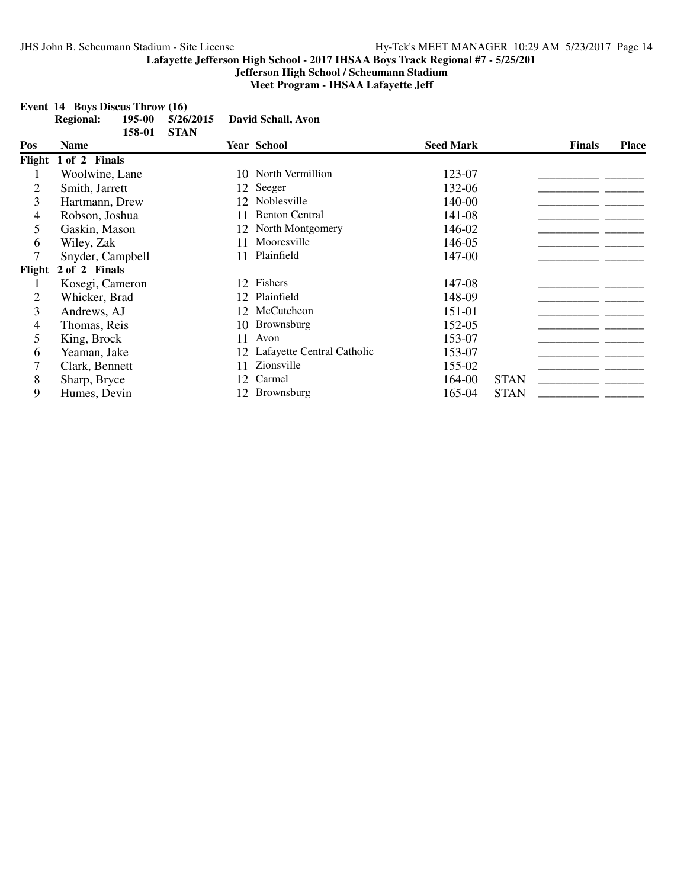# Lafayette Jefferson High School - 2017 IHSAA Boys Track Regional #7 - 5/25/201

## Jefferson High School / Scheumann Stadium

## Meet Program - IHSAA Lafayette Jeff

### Event 14 Boys Discus Throw (16)

**Regional:** 195-00 5/26/2015 David Schall, Avon
158-01 STAN

| Pos | Name | Year | School | Seed Mark | | Finals | Place |
|---|---|---|---|---|---|---|---|
| **Flight 1 of 2 Finals** | | | | | | | |
| 1 | Woolwine, Lane | 10 | North Vermillion | 123-07 | | __________ | ______ |
| 2 | Smith, Jarrett | 12 | Seeger | 132-06 | | __________ | ______ |
| 3 | Hartmann, Drew | 12 | Noblesville | 140-00 | | __________ | ______ |
| 4 | Robson, Joshua | 11 | Benton Central | 141-08 | | __________ | ______ |
| 5 | Gaskin, Mason | 12 | North Montgomery | 146-02 | | __________ | ______ |
| 6 | Wiley, Zak | 11 | Mooresville | 146-05 | | __________ | ______ |
| 7 | Snyder, Campbell | 11 | Plainfield | 147-00 | | __________ | ______ |
| **Flight 2 of 2 Finals** | | | | | | | |
| 1 | Kosegi, Cameron | 12 | Fishers | 147-08 | | __________ | ______ |
| 2 | Whicker, Brad | 12 | Plainfield | 148-09 | | __________ | ______ |
| 3 | Andrews, AJ | 12 | McCutcheon | 151-01 | | __________ | ______ |
| 4 | Thomas, Reis | 10 | Brownsburg | 152-05 | | __________ | ______ |
| 5 | King, Brock | 11 | Avon | 153-07 | | __________ | ______ |
| 6 | Yeaman, Jake | 12 | Lafayette Central Catholic | 153-07 | | __________ | ______ |
| 7 | Clark, Bennett | 11 | Zionsville | 155-02 | | __________ | ______ |
| 8 | Sharp, Bryce | 12 | Carmel | 164-00 | STAN | __________ | ______ |
| 9 | Humes, Devin | 12 | Brownsburg | 165-04 | STAN | __________ | ______ |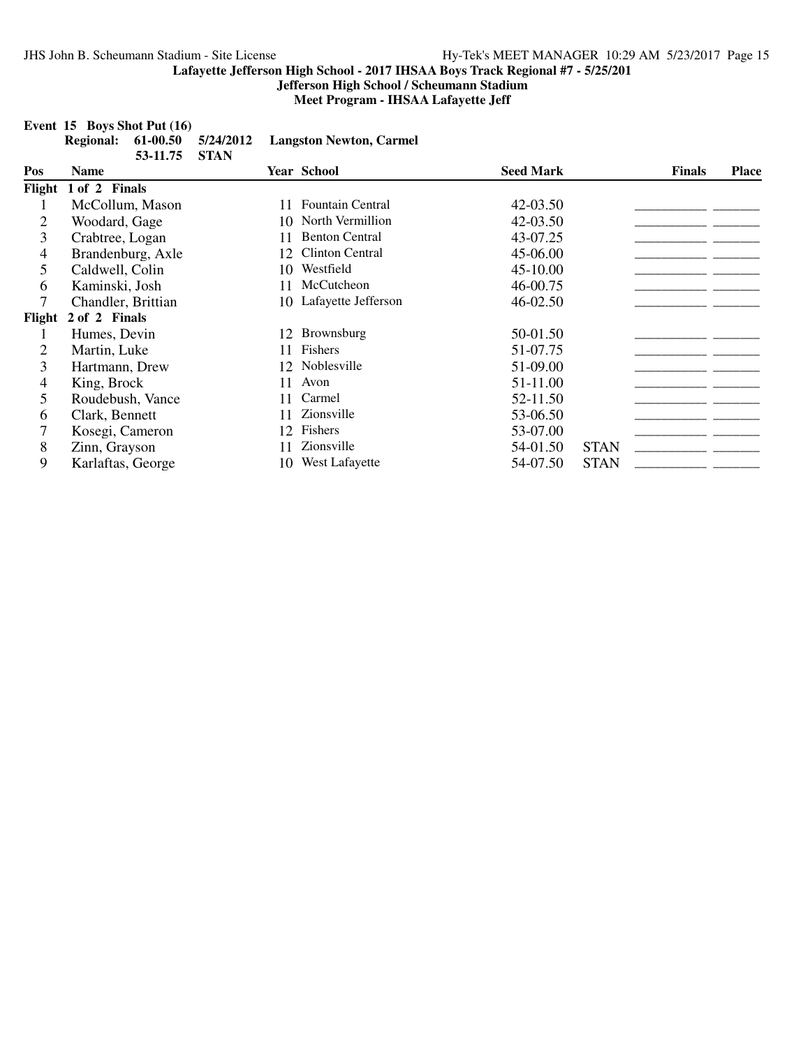**Lafayette Jefferson High School - 2017 IHSAA Boys Track Regional #7 - 5/25/201**

**Jefferson High School / Scheumann Stadium**

**Meet Program - IHSAA Lafayette Jeff**

**Event 15 Boys Shot Put (16)**

**Regional: 61-00.50 5/24/2012 Langston Newton, Carmel**

**53-11.75 STAN**

| Pos | Name | Year | School | Seed Mark | | Finals | Place |
|---|---|---|---|---|---|---|---|
| **Flight 1 of 2 Finals** | | | | | | | |
| 1 | McCollum, Mason | 11 | Fountain Central | 42-03.50 | | __________ | ______ |
| 2 | Woodard, Gage | 10 | North Vermillion | 42-03.50 | | __________ | ______ |
| 3 | Crabtree, Logan | 11 | Benton Central | 43-07.25 | | __________ | ______ |
| 4 | Brandenburg, Axle | 12 | Clinton Central | 45-06.00 | | __________ | ______ |
| 5 | Caldwell, Colin | 10 | Westfield | 45-10.00 | | __________ | ______ |
| 6 | Kaminski, Josh | 11 | McCutcheon | 46-00.75 | | __________ | ______ |
| 7 | Chandler, Brittian | 10 | Lafayette Jefferson | 46-02.50 | | __________ | ______ |
| **Flight 2 of 2 Finals** | | | | | | | |
| 1 | Humes, Devin | 12 | Brownsburg | 50-01.50 | | __________ | ______ |
| 2 | Martin, Luke | 11 | Fishers | 51-07.75 | | __________ | ______ |
| 3 | Hartmann, Drew | 12 | Noblesville | 51-09.00 | | __________ | ______ |
| 4 | King, Brock | 11 | Avon | 51-11.00 | | __________ | ______ |
| 5 | Roudebush, Vance | 11 | Carmel | 52-11.50 | | __________ | ______ |
| 6 | Clark, Bennett | 11 | Zionsville | 53-06.50 | | __________ | ______ |
| 7 | Kosegi, Cameron | 12 | Fishers | 53-07.00 | | __________ | ______ |
| 8 | Zinn, Grayson | 11 | Zionsville | 54-01.50 | STAN | __________ | ______ |
| 9 | Karlaftas, George | 10 | West Lafayette | 54-07.50 | STAN | __________ | ______ |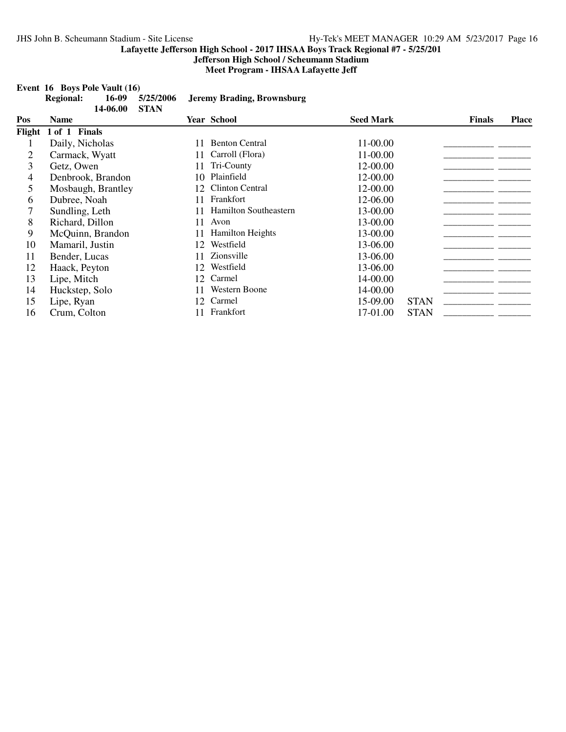**Lafayette Jefferson High School - 2017 IHSAA Boys Track Regional #7 - 5/25/201**

**Jefferson High School / Scheumann Stadium**

**Meet Program - IHSAA Lafayette Jeff**

**Event 16 Boys Pole Vault (16)**

**Regional:** **16-09** **5/25/2006** **Jeremy Brading, Brownsburg**

**14-06.00** **STAN**

| Pos | Name | Year | School | Seed Mark | | Finals | Place |
|---|---|---|---|---|---|---|---|
| **Flight 1 of 1 Finals** | | | | | | | |
| 1 | Daily, Nicholas | 11 | Benton Central | 11-00.00 | | ___ | ___ |
| 2 | Carmack, Wyatt | 11 | Carroll (Flora) | 11-00.00 | | ___ | ___ |
| 3 | Getz, Owen | 11 | Tri-County | 12-00.00 | | ___ | ___ |
| 4 | Denbrook, Brandon | 10 | Plainfield | 12-00.00 | | ___ | ___ |
| 5 | Mosbaugh, Brantley | 12 | Clinton Central | 12-00.00 | | ___ | ___ |
| 6 | Dubree, Noah | 11 | Frankfort | 12-06.00 | | ___ | ___ |
| 7 | Sundling, Leth | 11 | Hamilton Southeastern | 13-00.00 | | ___ | ___ |
| 8 | Richard, Dillon | 11 | Avon | 13-00.00 | | ___ | ___ |
| 9 | McQuinn, Brandon | 11 | Hamilton Heights | 13-00.00 | | ___ | ___ |
| 10 | Mamaril, Justin | 12 | Westfield | 13-06.00 | | ___ | ___ |
| 11 | Bender, Lucas | 11 | Zionsville | 13-06.00 | | ___ | ___ |
| 12 | Haack, Peyton | 12 | Westfield | 13-06.00 | | ___ | ___ |
| 13 | Lipe, Mitch | 12 | Carmel | 14-00.00 | | ___ | ___ |
| 14 | Huckstep, Solo | 11 | Western Boone | 14-00.00 | | ___ | ___ |
| 15 | Lipe, Ryan | 12 | Carmel | 15-09.00 | STAN | ___ | ___ |
| 16 | Crum, Colton | 11 | Frankfort | 17-01.00 | STAN | ___ | ___ |